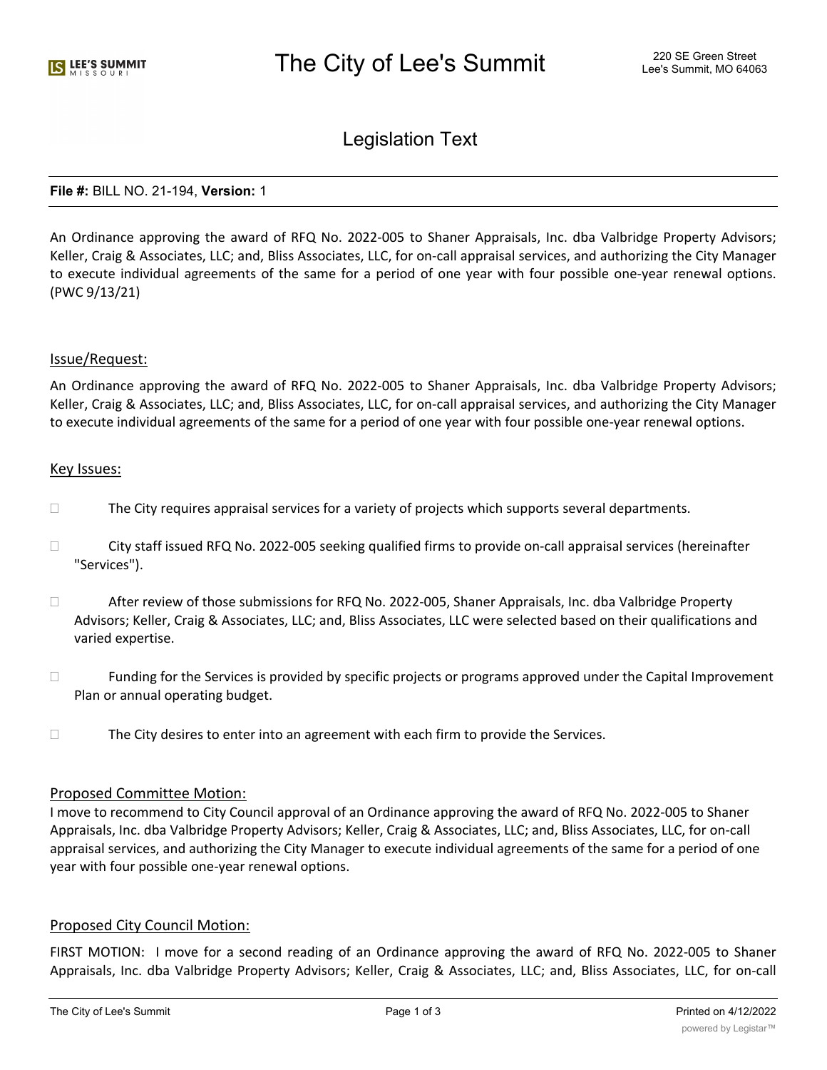# Legislation Text

**File #:** BILL NO. 21-194, **Version:** 1

An Ordinance approving the award of RFQ No. 2022-005 to Shaner Appraisals, Inc. dba Valbridge Property Advisors; Keller, Craig & Associates, LLC; and, Bliss Associates, LLC, for on-call appraisal services, and authorizing the City Manager to execute individual agreements of the same for a period of one year with four possible one-year renewal options. (PWC 9/13/21)

## Issue/Request:

An Ordinance approving the award of RFQ No. 2022-005 to Shaner Appraisals, Inc. dba Valbridge Property Advisors; Keller, Craig & Associates, LLC; and, Bliss Associates, LLC, for on-call appraisal services, and authorizing the City Manager to execute individual agreements of the same for a period of one year with four possible one-year renewal options.

## Key Issues:

- The City requires appraisal services for a variety of projects which supports several departments.
- City staff issued RFQ No. 2022-005 seeking qualified firms to provide on-call appraisal services (hereinafter "Services").
- After review of those submissions for RFQ No. 2022-005, Shaner Appraisals, Inc. dba Valbridge Property Advisors; Keller, Craig & Associates, LLC; and, Bliss Associates, LLC were selected based on their qualifications and varied expertise.
- Funding for the Services is provided by specific projects or programs approved under the Capital Improvement Plan or annual operating budget.
- The City desires to enter into an agreement with each firm to provide the Services.

## Proposed Committee Motion:

I move to recommend to City Council approval of an Ordinance approving the award of RFQ No. 2022-005 to Shaner Appraisals, Inc. dba Valbridge Property Advisors; Keller, Craig & Associates, LLC; and, Bliss Associates, LLC, for on-call appraisal services, and authorizing the City Manager to execute individual agreements of the same for a period of one year with four possible one-year renewal options.

## Proposed City Council Motion:

FIRST MOTION: I move for a second reading of an Ordinance approving the award of RFQ No. 2022-005 to Shaner Appraisals, Inc. dba Valbridge Property Advisors; Keller, Craig & Associates, LLC; and, Bliss Associates, LLC, for on-call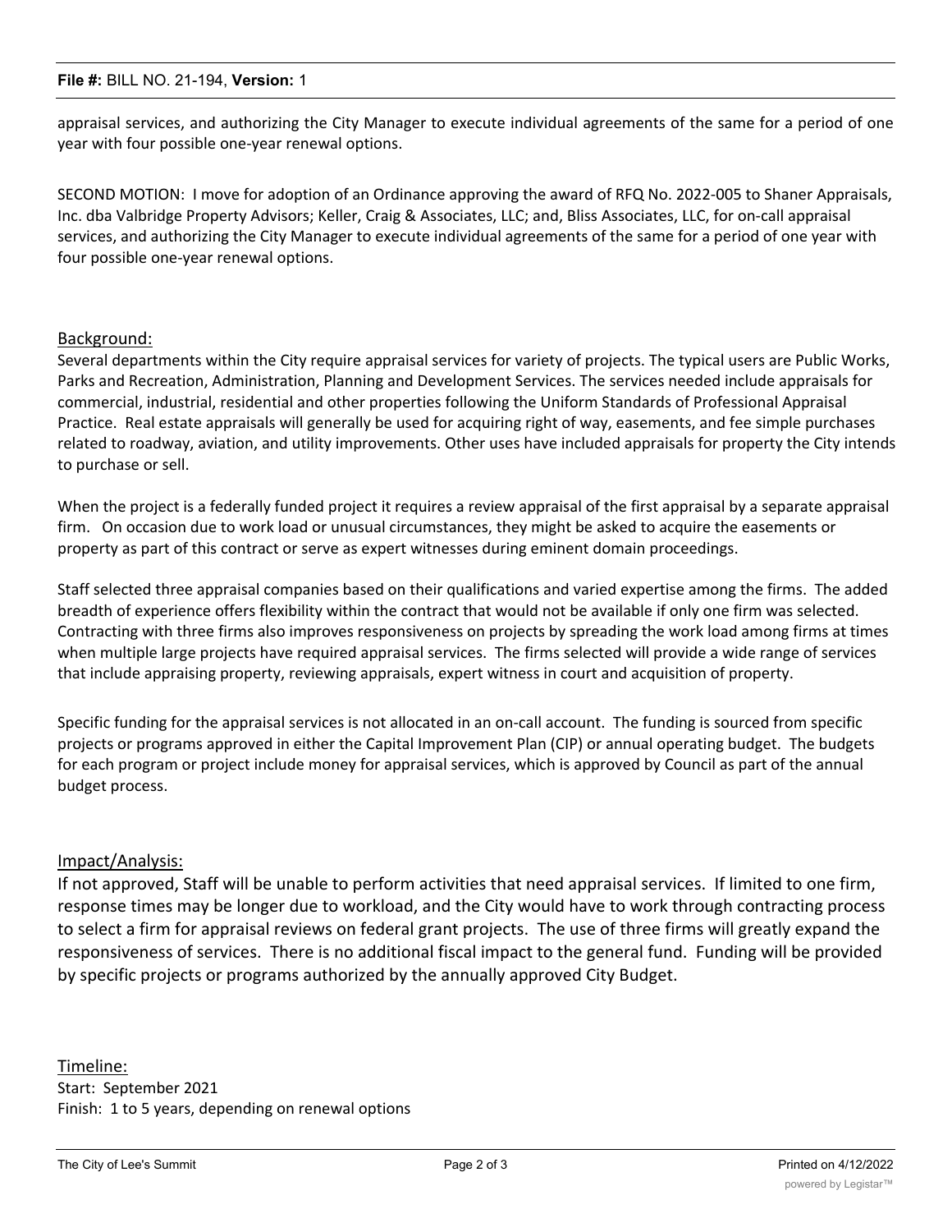appraisal services, and authorizing the City Manager to execute individual agreements of the same for a period of one year with four possible one-year renewal options.

SECOND MOTION: I move for adoption of an Ordinance approving the award of RFQ No. 2022-005 to Shaner Appraisals, Inc. dba Valbridge Property Advisors; Keller, Craig & Associates, LLC; and, Bliss Associates, LLC, for on-call appraisal services, and authorizing the City Manager to execute individual agreements of the same for a period of one year with four possible one-year renewal options.

## Background:

Several departments within the City require appraisal services for variety of projects. The typical users are Public Works, Parks and Recreation, Administration, Planning and Development Services. The services needed include appraisals for commercial, industrial, residential and other properties following the Uniform Standards of Professional Appraisal Practice. Real estate appraisals will generally be used for acquiring right of way, easements, and fee simple purchases related to roadway, aviation, and utility improvements. Other uses have included appraisals for property the City intends to purchase or sell.

When the project is a federally funded project it requires a review appraisal of the first appraisal by a separate appraisal firm. On occasion due to work load or unusual circumstances, they might be asked to acquire the easements or property as part of this contract or serve as expert witnesses during eminent domain proceedings.

Staff selected three appraisal companies based on their qualifications and varied expertise among the firms. The added breadth of experience offers flexibility within the contract that would not be available if only one firm was selected. Contracting with three firms also improves responsiveness on projects by spreading the work load among firms at times when multiple large projects have required appraisal services. The firms selected will provide a wide range of services that include appraising property, reviewing appraisals, expert witness in court and acquisition of property.

Specific funding for the appraisal services is not allocated in an on-call account. The funding is sourced from specific projects or programs approved in either the Capital Improvement Plan (CIP) or annual operating budget. The budgets for each program or project include money for appraisal services, which is approved by Council as part of the annual budget process.

## Impact/Analysis:

If not approved, Staff will be unable to perform activities that need appraisal services. If limited to one firm, response times may be longer due to workload, and the City would have to work through contracting process to select a firm for appraisal reviews on federal grant projects. The use of three firms will greatly expand the responsiveness of services. There is no additional fiscal impact to the general fund. Funding will be provided by specific projects or programs authorized by the annually approved City Budget.

## Timeline:

Start: September 2021
Finish: 1 to 5 years, depending on renewal options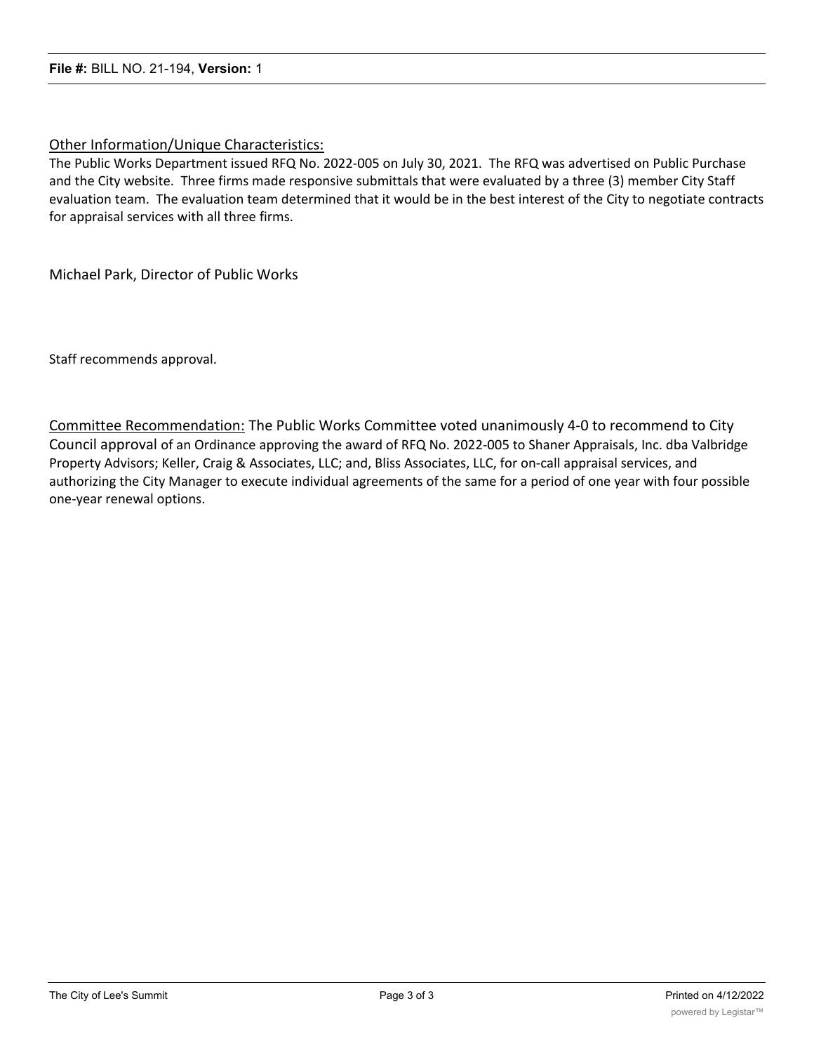**File #:** BILL NO. 21-194, **Version:** 1

Other Information/Unique Characteristics:

The Public Works Department issued RFQ No. 2022-005 on July 30, 2021. The RFQ was advertised on Public Purchase and the City website. Three firms made responsive submittals that were evaluated by a three (3) member City Staff evaluation team. The evaluation team determined that it would be in the best interest of the City to negotiate contracts for appraisal services with all three firms.

Michael Park, Director of Public Works

Staff recommends approval.

Committee Recommendation: The Public Works Committee voted unanimously 4-0 to recommend to City Council approval of an Ordinance approving the award of RFQ No. 2022-005 to Shaner Appraisals, Inc. dba Valbridge Property Advisors; Keller, Craig & Associates, LLC; and, Bliss Associates, LLC, for on-call appraisal services, and authorizing the City Manager to execute individual agreements of the same for a period of one year with four possible one-year renewal options.